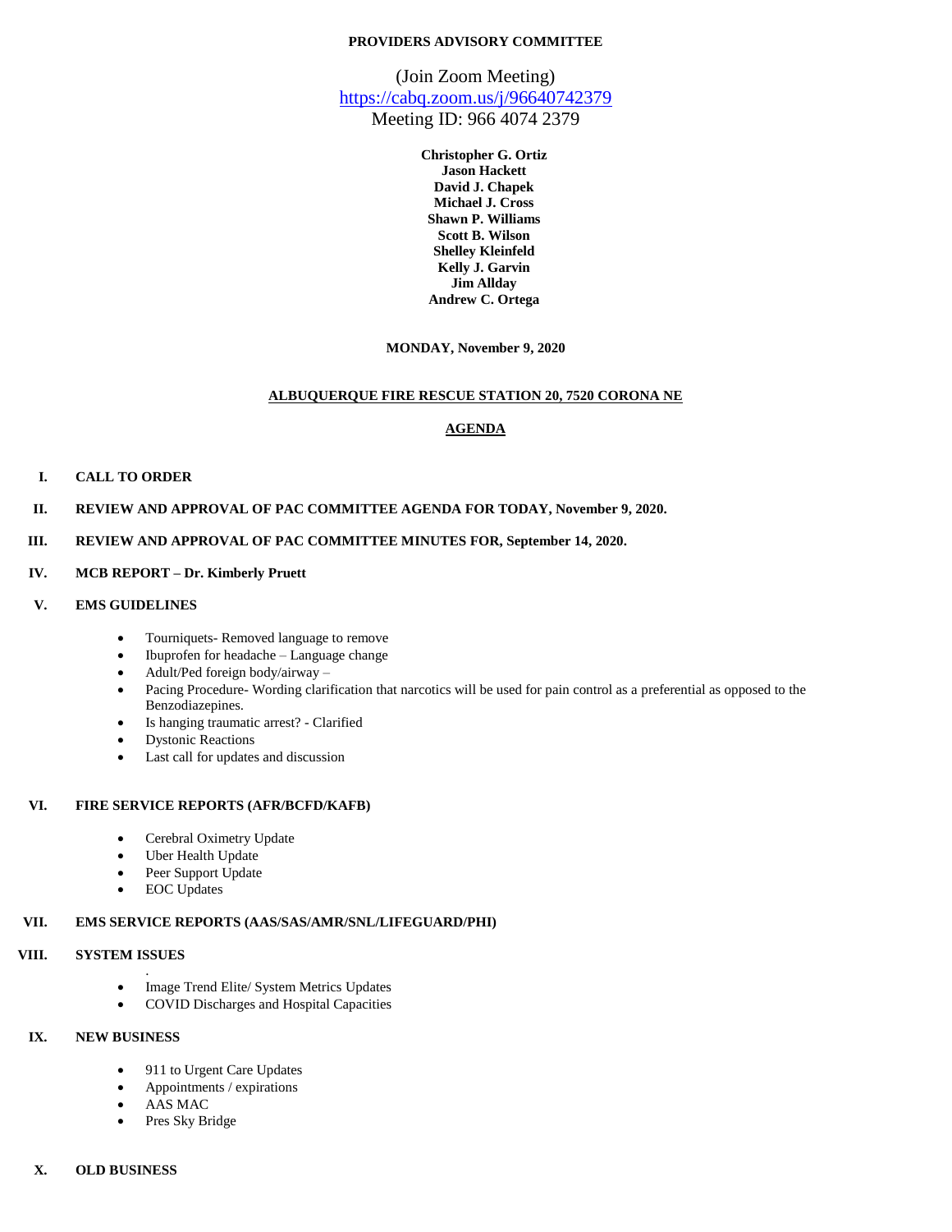**PROVIDERS ADVISORY COMMITTEE**

(Join Zoom Meeting)
https://cabq.zoom.us/j/96640742379
Meeting ID: 966 4074 2379

**Christopher G. Ortiz**
**Jason Hackett**
**David J. Chapek**
**Michael J. Cross**
**Shawn P. Williams**
**Scott B. Wilson**
**Shelley Kleinfeld**
**Kelly J. Garvin**
**Jim Allday**
**Andrew C. Ortega**

**MONDAY, November 9, 2020**

**ALBUQUERQUE FIRE RESCUE STATION 20, 7520 CORONA NE**

**AGENDA**

**I. CALL TO ORDER**

**II. REVIEW AND APPROVAL OF PAC COMMITTEE AGENDA FOR TODAY, November 9, 2020.**

**III. REVIEW AND APPROVAL OF PAC COMMITTEE MINUTES FOR, September 14, 2020.**

**IV. MCB REPORT – Dr. Kimberly Pruett**

**V. EMS GUIDELINES**

- Tourniquets- Removed language to remove
- Ibuprofen for headache – Language change
- Adult/Ped foreign body/airway –
- Pacing Procedure- Wording clarification that narcotics will be used for pain control as a preferential as opposed to the Benzodiazepines.
- Is hanging traumatic arrest? - Clarified
- Dystonic Reactions
- Last call for updates and discussion

**VI. FIRE SERVICE REPORTS (AFR/BCFD/KAFB)**

- Cerebral Oximetry Update
- Uber Health Update
- Peer Support Update
- EOC Updates

**VII. EMS SERVICE REPORTS (AAS/SAS/AMR/SNL/LIFEGUARD/PHI)**

**VIII. SYSTEM ISSUES**

- Image Trend Elite/ System Metrics Updates
- COVID Discharges and Hospital Capacities

**IX. NEW BUSINESS**

- 911 to Urgent Care Updates
- Appointments / expirations
- AAS MAC
- Pres Sky Bridge

**X. OLD BUSINESS**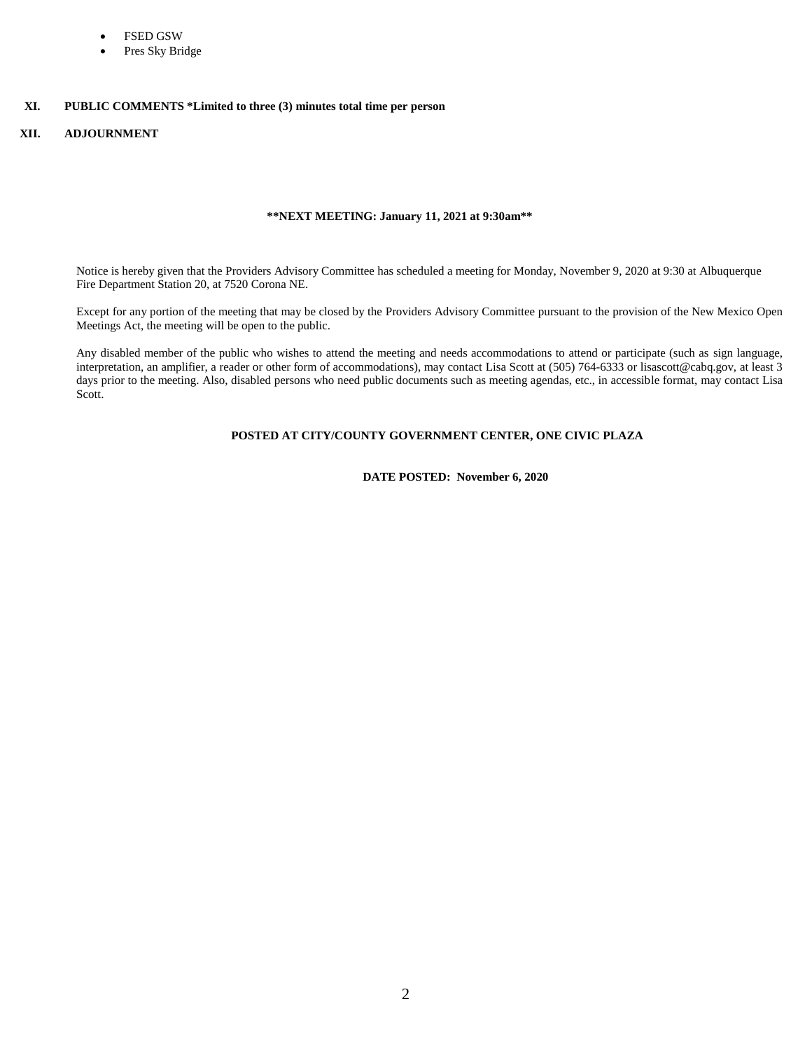- FSED GSW
- Pres Sky Bridge

**XI. PUBLIC COMMENTS *Limited to three (3) minutes total time per person**

**XII. ADJOURNMENT**

**\*\*NEXT MEETING: January 11, 2021 at 9:30am\*\***

Notice is hereby given that the Providers Advisory Committee has scheduled a meeting for Monday, November 9, 2020 at 9:30 at Albuquerque Fire Department Station 20, at 7520 Corona NE.

Except for any portion of the meeting that may be closed by the Providers Advisory Committee pursuant to the provision of the New Mexico Open Meetings Act, the meeting will be open to the public.

Any disabled member of the public who wishes to attend the meeting and needs accommodations to attend or participate (such as sign language, interpretation, an amplifier, a reader or other form of accommodations), may contact Lisa Scott at (505) 764-6333 or lisascott@cabq.gov, at least 3 days prior to the meeting. Also, disabled persons who need public documents such as meeting agendas, etc., in accessible format, may contact Lisa Scott.

**POSTED AT CITY/COUNTY GOVERNMENT CENTER, ONE CIVIC PLAZA**

**DATE POSTED: November 6, 2020**